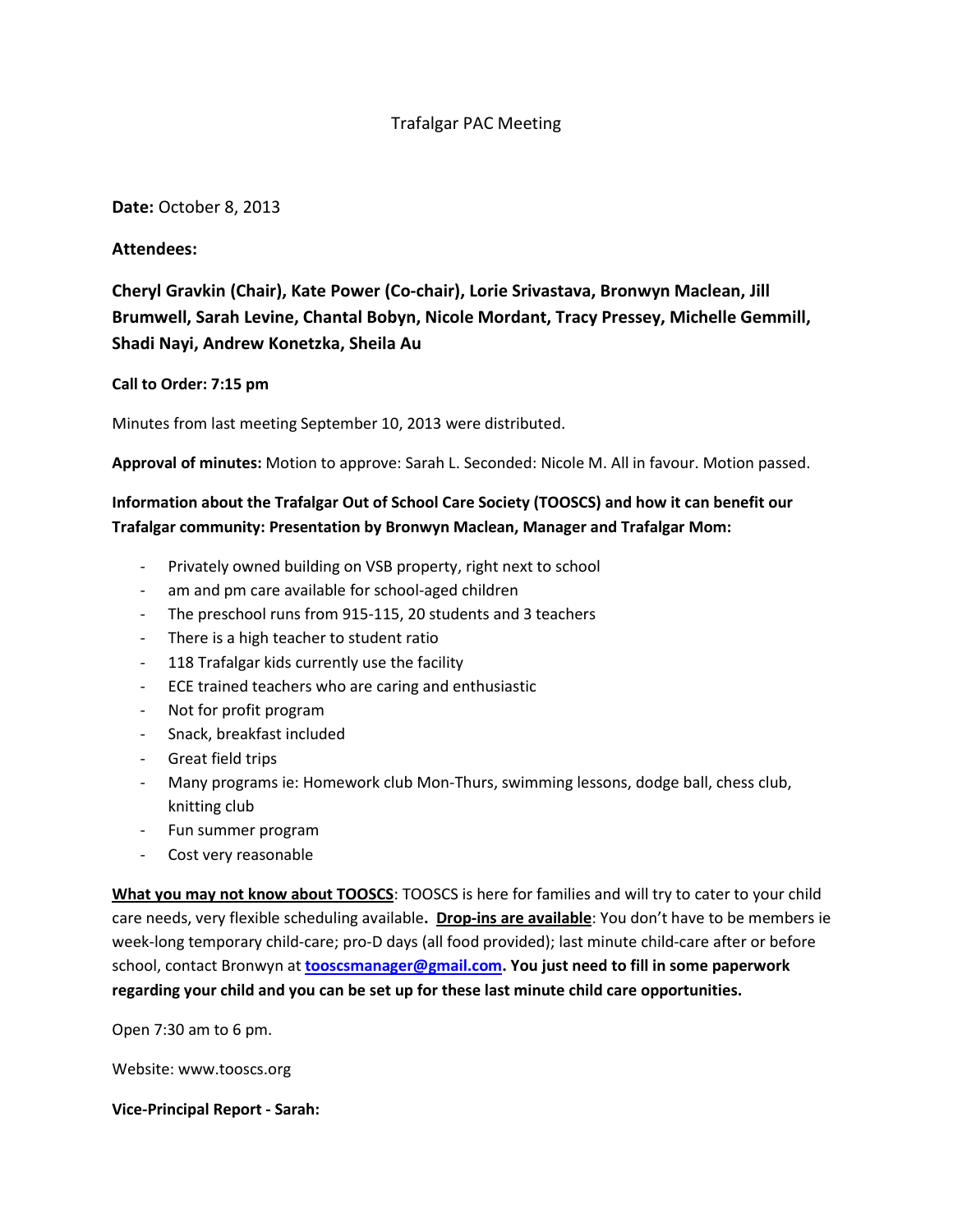# Trafalgar PAC Meeting

**Date:** October 8, 2013

**Attendees:**

**Cheryl Gravkin (Chair), Kate Power (Co-chair), Lorie Srivastava, Bronwyn Maclean, Jill Brumwell, Sarah Levine, Chantal Bobyn, Nicole Mordant, Tracy Pressey, Michelle Gemmill, Shadi Nayi, Andrew Konetzka, Sheila Au**

**Call to Order: 7:15 pm**

Minutes from last meeting September 10, 2013 were distributed.

**Approval of minutes:** Motion to approve: Sarah L. Seconded: Nicole M. All in favour. Motion passed.

**Information about the Trafalgar Out of School Care Society (TOOSCS) and how it can benefit our Trafalgar community: Presentation by Bronwyn Maclean, Manager and Trafalgar Mom:**

- Privately owned building on VSB property, right next to school
- am and pm care available for school-aged children
- The preschool runs from 915-115, 20 students and 3 teachers
- There is a high teacher to student ratio
- 118 Trafalgar kids currently use the facility
- ECE trained teachers who are caring and enthusiastic
- Not for profit program
- Snack, breakfast included
- Great field trips
- Many programs ie: Homework club Mon-Thurs, swimming lessons, dodge ball, chess club, knitting club
- Fun summer program
- Cost very reasonable

**<u>What you may not know about TOOSCS</u>**: TOOSCS is here for families and will try to cater to your child care needs, very flexible scheduling available**. <u>Drop-ins are available</u>**: You don't have to be members ie week-long temporary child-care; pro-D days (all food provided); last minute child-care after or before school, contact Bronwyn at **[tooscsmanager@gmail.com](mailto:tooscsmanager@gmail.com). You just need to fill in some paperwork regarding your child and you can be set up for these last minute child care opportunities.**

Open 7:30 am to 6 pm.

Website: www.tooscs.org

**Vice-Principal Report - Sarah:**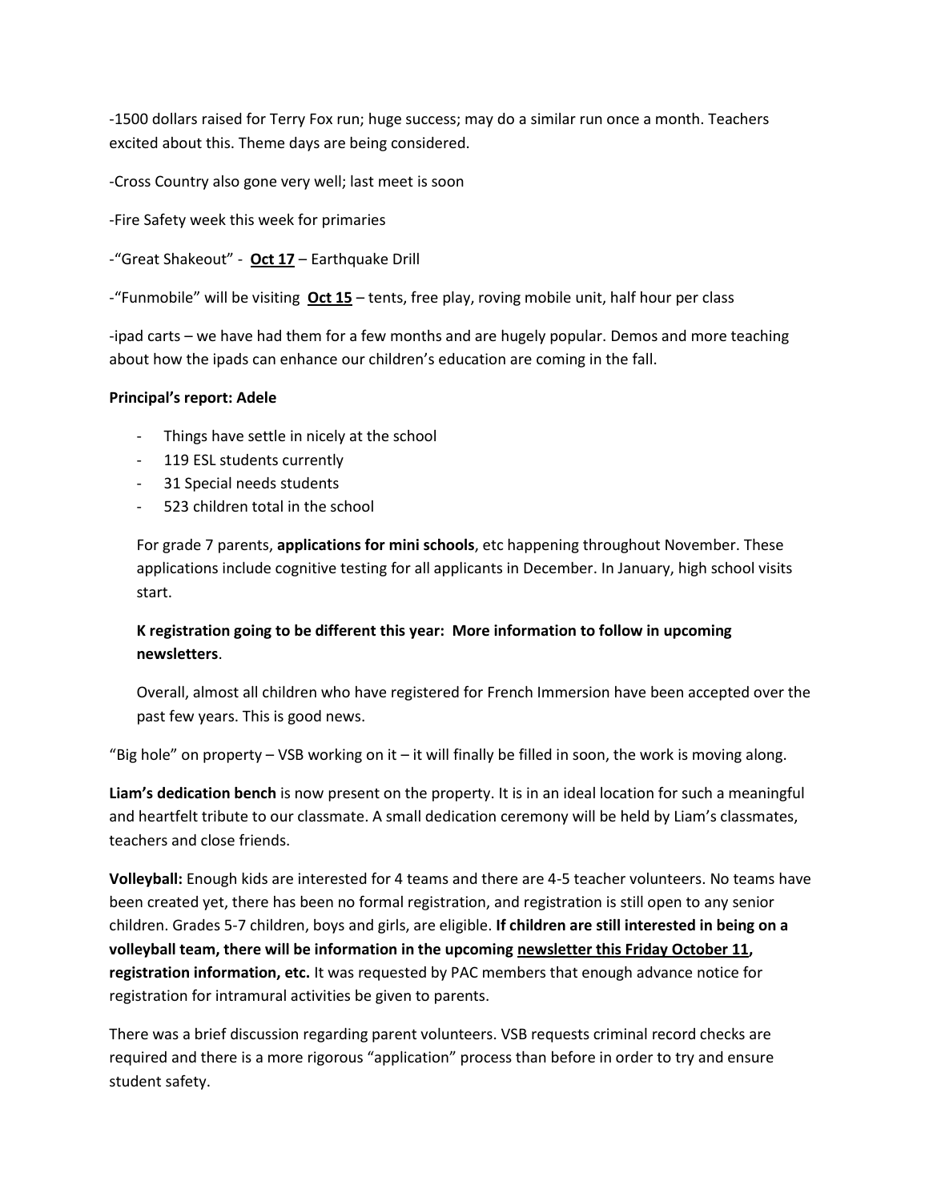-1500 dollars raised for Terry Fox run; huge success; may do a similar run once a month. Teachers excited about this. Theme days are being considered.

-Cross Country also gone very well; last meet is soon

-Fire Safety week this week for primaries

-"Great Shakeout" - **Oct 17** – Earthquake Drill

-"Funmobile" will be visiting **Oct 15** – tents, free play, roving mobile unit, half hour per class

-ipad carts – we have had them for a few months and are hugely popular. Demos and more teaching about how the ipads can enhance our children's education are coming in the fall.

**Principal's report: Adele**

- Things have settle in nicely at the school
- 119 ESL students currently
- 31 Special needs students
- 523 children total in the school

For grade 7 parents, **applications for mini schools**, etc happening throughout November. These applications include cognitive testing for all applicants in December. In January, high school visits start.

**K registration going to be different this year: More information to follow in upcoming newsletters**.

Overall, almost all children who have registered for French Immersion have been accepted over the past few years. This is good news.

"Big hole" on property – VSB working on it – it will finally be filled in soon, the work is moving along.

**Liam's dedication bench** is now present on the property. It is in an ideal location for such a meaningful and heartfelt tribute to our classmate. A small dedication ceremony will be held by Liam's classmates, teachers and close friends.

**Volleyball:** Enough kids are interested for 4 teams and there are 4-5 teacher volunteers. No teams have been created yet, there has been no formal registration, and registration is still open to any senior children. Grades 5-7 children, boys and girls, are eligible. **If children are still interested in being on a volleyball team, there will be information in the upcoming newsletter this Friday October 11, registration information, etc.** It was requested by PAC members that enough advance notice for registration for intramural activities be given to parents.

There was a brief discussion regarding parent volunteers. VSB requests criminal record checks are required and there is a more rigorous "application" process than before in order to try and ensure student safety.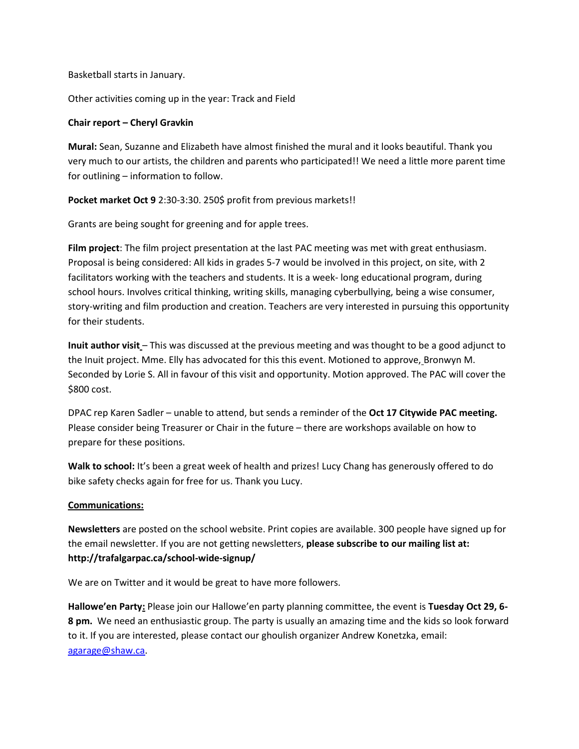Basketball starts in January.

Other activities coming up in the year: Track and Field

**Chair report – Cheryl Gravkin**

**Mural:** Sean, Suzanne and Elizabeth have almost finished the mural and it looks beautiful. Thank you very much to our artists, the children and parents who participated!! We need a little more parent time for outlining – information to follow.

**Pocket market Oct 9** 2:30-3:30. 250$ profit from previous markets!!

Grants are being sought for greening and for apple trees.

**Film project**: The film project presentation at the last PAC meeting was met with great enthusiasm. Proposal is being considered: All kids in grades 5-7 would be involved in this project, on site, with 2 facilitators working with the teachers and students. It is a week- long educational program, during school hours. Involves critical thinking, writing skills, managing cyberbullying, being a wise consumer, story-writing and film production and creation. Teachers are very interested in pursuing this opportunity for their students.

**Inuit author visit** – This was discussed at the previous meeting and was thought to be a good adjunct to the Inuit project. Mme. Elly has advocated for this this event. Motioned to approve, Bronwyn M. Seconded by Lorie S. All in favour of this visit and opportunity. Motion approved. The PAC will cover the $800 cost.

DPAC rep Karen Sadler – unable to attend, but sends a reminder of the **Oct 17 Citywide PAC meeting.** Please consider being Treasurer or Chair in the future – there are workshops available on how to prepare for these positions.

**Walk to school:** It's been a great week of health and prizes! Lucy Chang has generously offered to do bike safety checks again for free for us. Thank you Lucy.

**Communications:**

**Newsletters** are posted on the school website. Print copies are available. 300 people have signed up for the email newsletter. If you are not getting newsletters, **please subscribe to our mailing list at: http://trafalgarpac.ca/school-wide-signup/**

We are on Twitter and it would be great to have more followers.

**Hallowe'en Party:** Please join our Hallowe'en party planning committee, the event is **Tuesday Oct 29, 6-8 pm.** We need an enthusiastic group. The party is usually an amazing time and the kids so look forward to it. If you are interested, please contact our ghoulish organizer Andrew Konetzka, email: agarage@shaw.ca.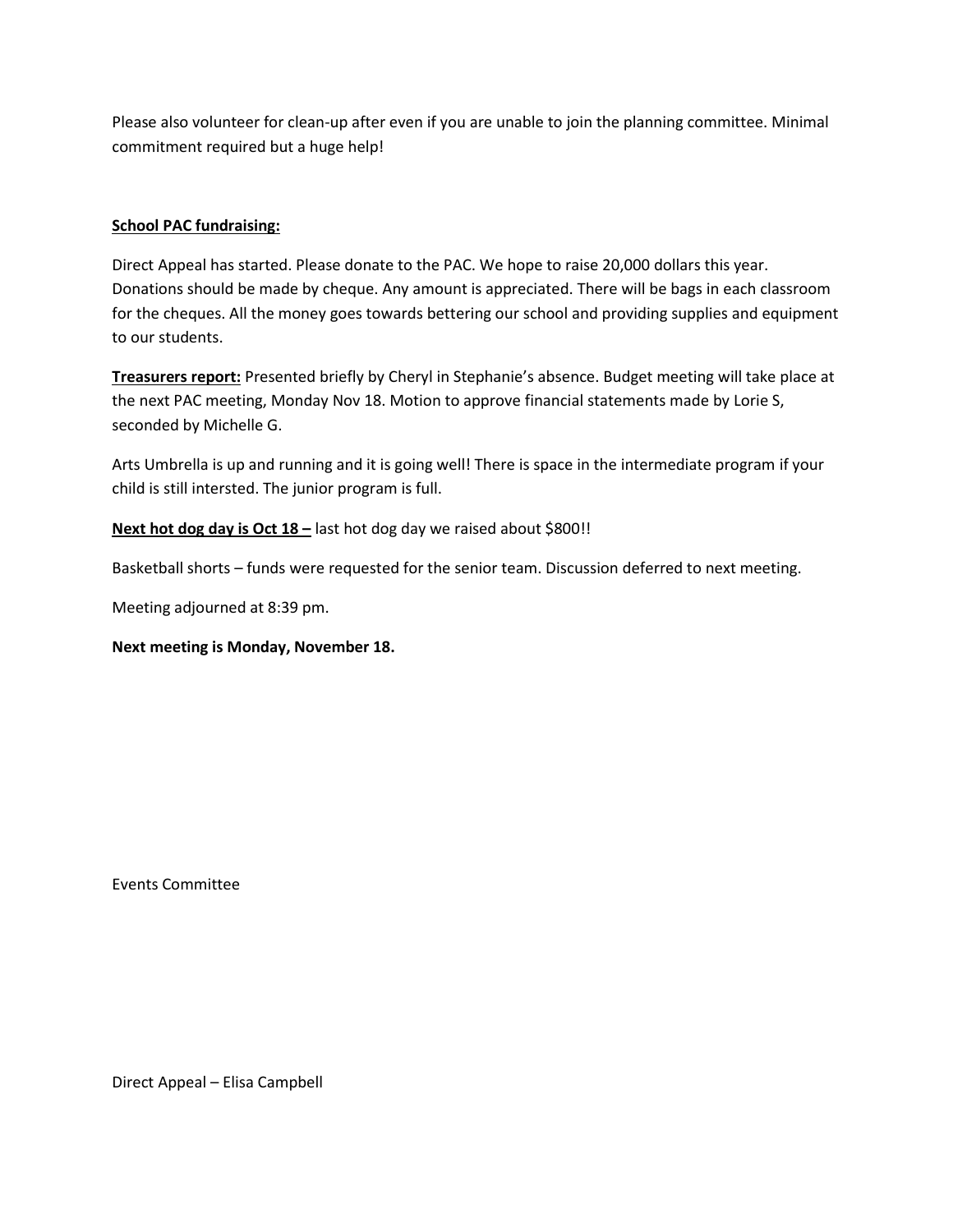Please also volunteer for clean-up after even if you are unable to join the planning committee. Minimal commitment required but a huge help!

**School PAC fundraising:**

Direct Appeal has started. Please donate to the PAC. We hope to raise 20,000 dollars this year. Donations should be made by cheque. Any amount is appreciated. There will be bags in each classroom for the cheques. All the money goes towards bettering our school and providing supplies and equipment to our students.

**Treasurers report:** Presented briefly by Cheryl in Stephanie's absence. Budget meeting will take place at the next PAC meeting, Monday Nov 18. Motion to approve financial statements made by Lorie S, seconded by Michelle G.

Arts Umbrella is up and running and it is going well! There is space in the intermediate program if your child is still intersted. The junior program is full.

**Next hot dog day is Oct 18 –** last hot dog day we raised about $800!!

Basketball shorts – funds were requested for the senior team. Discussion deferred to next meeting.

Meeting adjourned at 8:39 pm.

**Next meeting is Monday, November 18.**

Events Committee

Direct Appeal – Elisa Campbell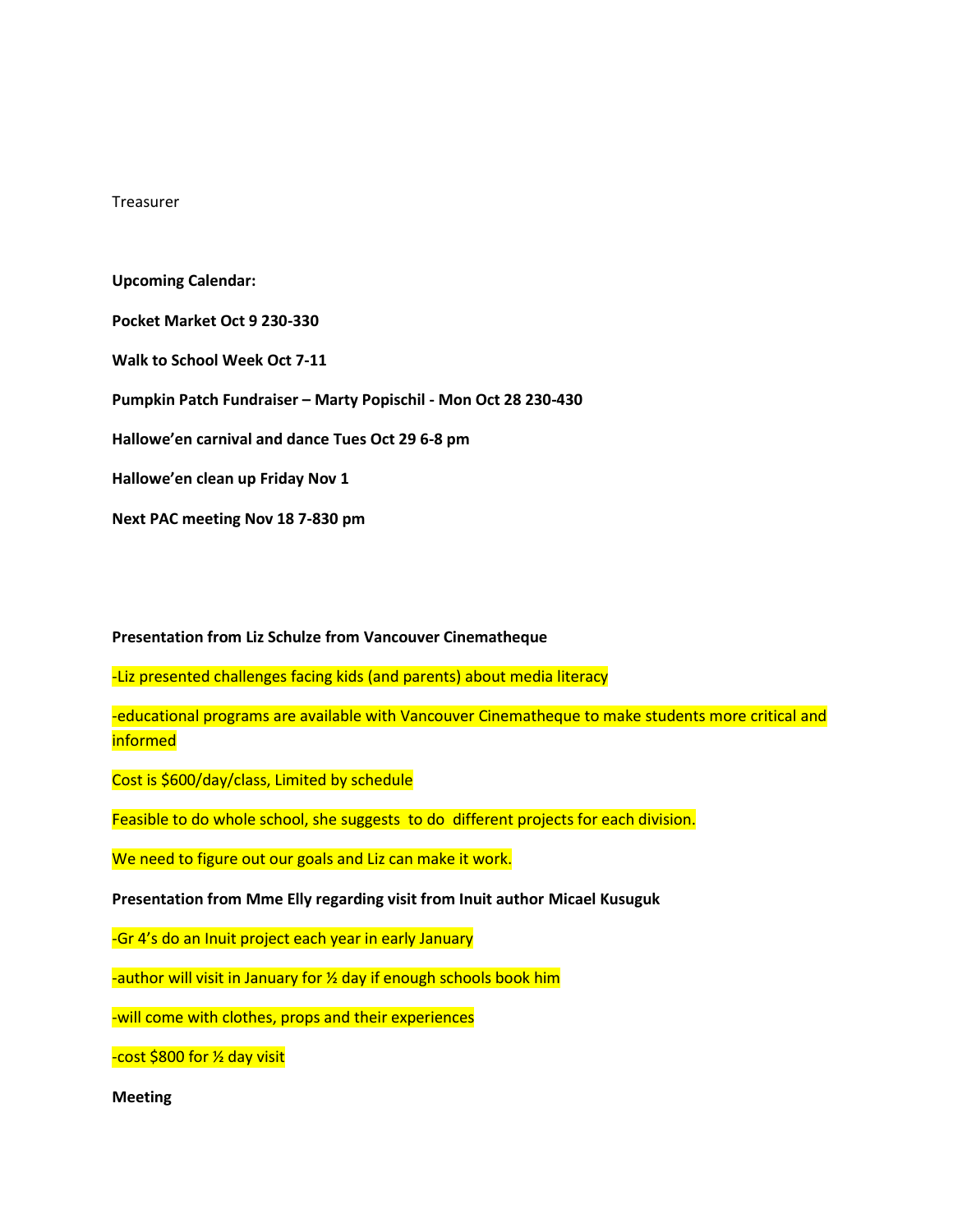Treasurer

**Upcoming Calendar:**

**Pocket Market Oct 9 230-330**

**Walk to School Week Oct 7-11**

**Pumpkin Patch Fundraiser – Marty Popischil - Mon Oct 28 230-430**

**Hallowe'en carnival and dance Tues Oct 29 6-8 pm**

**Hallowe'en clean up Friday Nov 1**

**Next PAC meeting Nov 18 7-830 pm**

**Presentation from Liz Schulze from Vancouver Cinematheque**

-Liz presented challenges facing kids (and parents) about media literacy

-educational programs are available with Vancouver Cinematheque to make students more critical and informed

Cost is $600/day/class, Limited by schedule

Feasible to do whole school, she suggests to do different projects for each division.

We need to figure out our goals and Liz can make it work.

**Presentation from Mme Elly regarding visit from Inuit author Micael Kusuguk**

-Gr 4's do an Inuit project each year in early January

-author will visit in January for ½ day if enough schools book him

-will come with clothes, props and their experiences

-cost $800 for ½ day visit

**Meeting**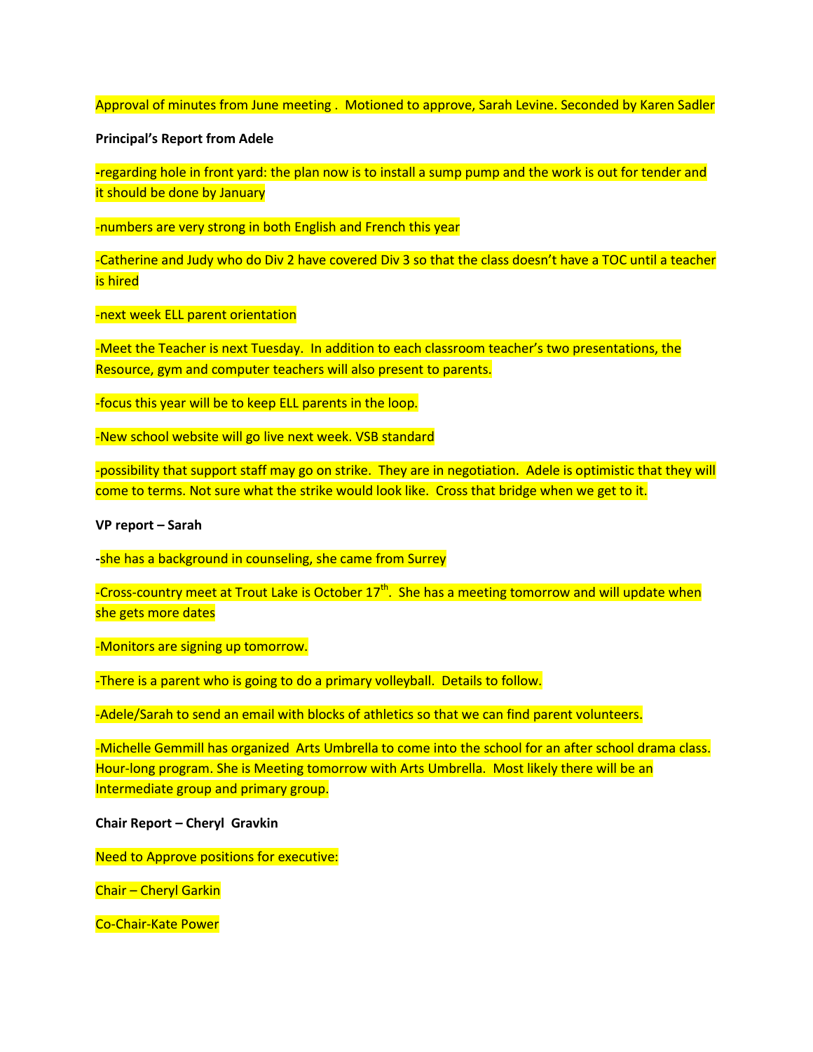Approval of minutes from June meeting . Motioned to approve, Sarah Levine. Seconded by Karen Sadler

**Principal's Report from Adele**

-regarding hole in front yard: the plan now is to install a sump pump and the work is out for tender and it should be done by January

-numbers are very strong in both English and French this year

-Catherine and Judy who do Div 2 have covered Div 3 so that the class doesn't have a TOC until a teacher is hired

-next week ELL parent orientation

-Meet the Teacher is next Tuesday. In addition to each classroom teacher's two presentations, the Resource, gym and computer teachers will also present to parents.

-focus this year will be to keep ELL parents in the loop.

-New school website will go live next week. VSB standard

-possibility that support staff may go on strike. They are in negotiation. Adele is optimistic that they will come to terms. Not sure what the strike would look like. Cross that bridge when we get to it.

**VP report – Sarah**

-she has a background in counseling, she came from Surrey

-Cross-country meet at Trout Lake is October 17th. She has a meeting tomorrow and will update when she gets more dates

-Monitors are signing up tomorrow.

-There is a parent who is going to do a primary volleyball. Details to follow.

-Adele/Sarah to send an email with blocks of athletics so that we can find parent volunteers.

-Michelle Gemmill has organized Arts Umbrella to come into the school for an after school drama class. Hour-long program. She is Meeting tomorrow with Arts Umbrella. Most likely there will be an Intermediate group and primary group.

**Chair Report – Cheryl Gravkin**

Need to Approve positions for executive:

Chair – Cheryl Garkin

Co-Chair-Kate Power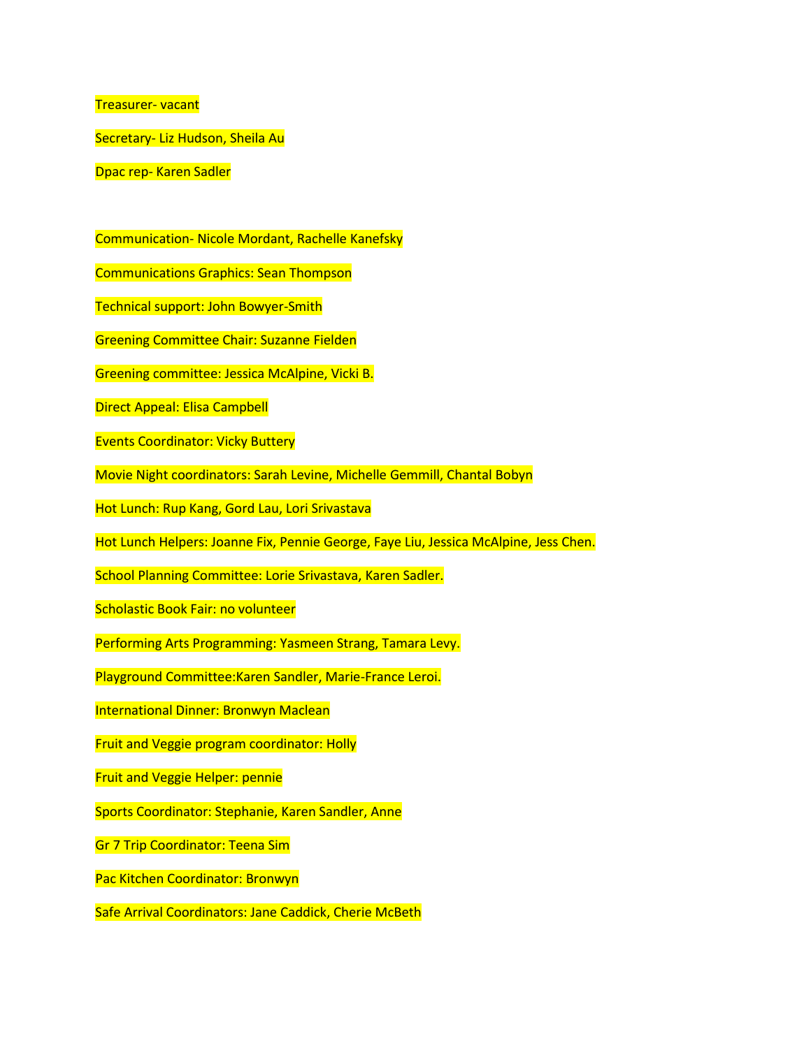Treasurer- vacant

Secretary- Liz Hudson, Sheila Au

Dpac rep- Karen Sadler

Communication- Nicole Mordant, Rachelle Kanefsky

Communications Graphics: Sean Thompson

Technical support: John Bowyer-Smith

Greening Committee Chair: Suzanne Fielden

Greening committee: Jessica McAlpine, Vicki B.

Direct Appeal: Elisa Campbell

Events Coordinator: Vicky Buttery

Movie Night coordinators: Sarah Levine, Michelle Gemmill, Chantal Bobyn

Hot Lunch: Rup Kang, Gord Lau, Lori Srivastava

Hot Lunch Helpers: Joanne Fix, Pennie George, Faye Liu, Jessica McAlpine, Jess Chen.

School Planning Committee: Lorie Srivastava, Karen Sadler.

Scholastic Book Fair: no volunteer

Performing Arts Programming: Yasmeen Strang, Tamara Levy.

Playground Committee:Karen Sandler, Marie-France Leroi.

International Dinner: Bronwyn Maclean

Fruit and Veggie program coordinator: Holly

Fruit and Veggie Helper: pennie

Sports Coordinator: Stephanie, Karen Sandler, Anne

Gr 7 Trip Coordinator: Teena Sim

Pac Kitchen Coordinator: Bronwyn

Safe Arrival Coordinators: Jane Caddick, Cherie McBeth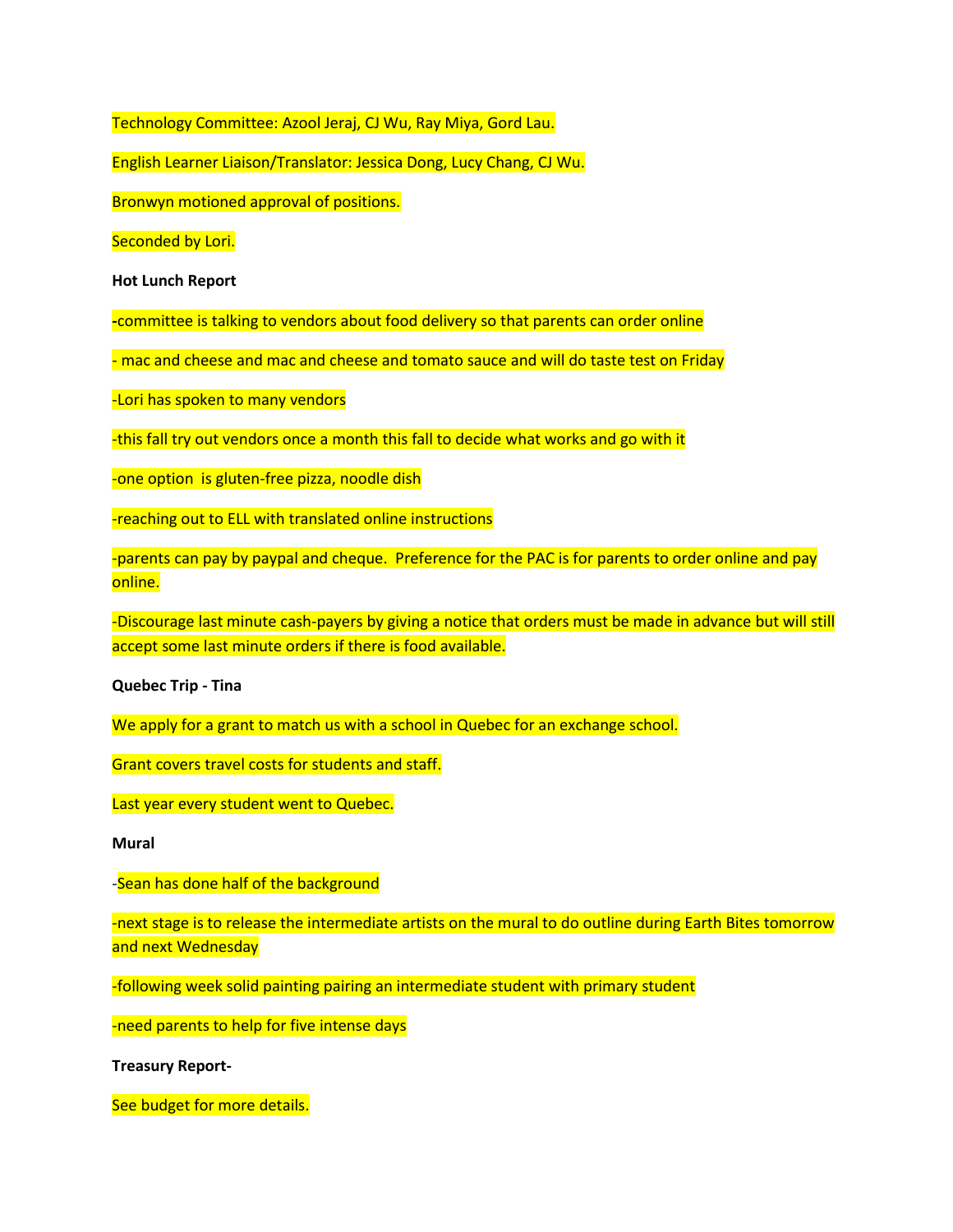Technology Committee: Azool Jeraj, CJ Wu, Ray Miya, Gord Lau.

English Learner Liaison/Translator: Jessica Dong, Lucy Chang, CJ Wu.

Bronwyn motioned approval of positions.

Seconded by Lori.

**Hot Lunch Report**

-committee is talking to vendors about food delivery so that parents can order online

- mac and cheese and mac and cheese and tomato sauce and will do taste test on Friday

-Lori has spoken to many vendors

-this fall try out vendors once a month this fall to decide what works and go with it

-one option  is gluten-free pizza, noodle dish

-reaching out to ELL with translated online instructions

-parents can pay by paypal and cheque.  Preference for the PAC is for parents to order online and pay online.

-Discourage last minute cash-payers by giving a notice that orders must be made in advance but will still accept some last minute orders if there is food available.

**Quebec Trip - Tina**

We apply for a grant to match us with a school in Quebec for an exchange school.

Grant covers travel costs for students and staff.

Last year every student went to Quebec.

**Mural**

-Sean has done half of the background

-next stage is to release the intermediate artists on the mural to do outline during Earth Bites tomorrow and next Wednesday

-following week solid painting pairing an intermediate student with primary student

-need parents to help for five intense days

**Treasury Report-**

See budget for more details.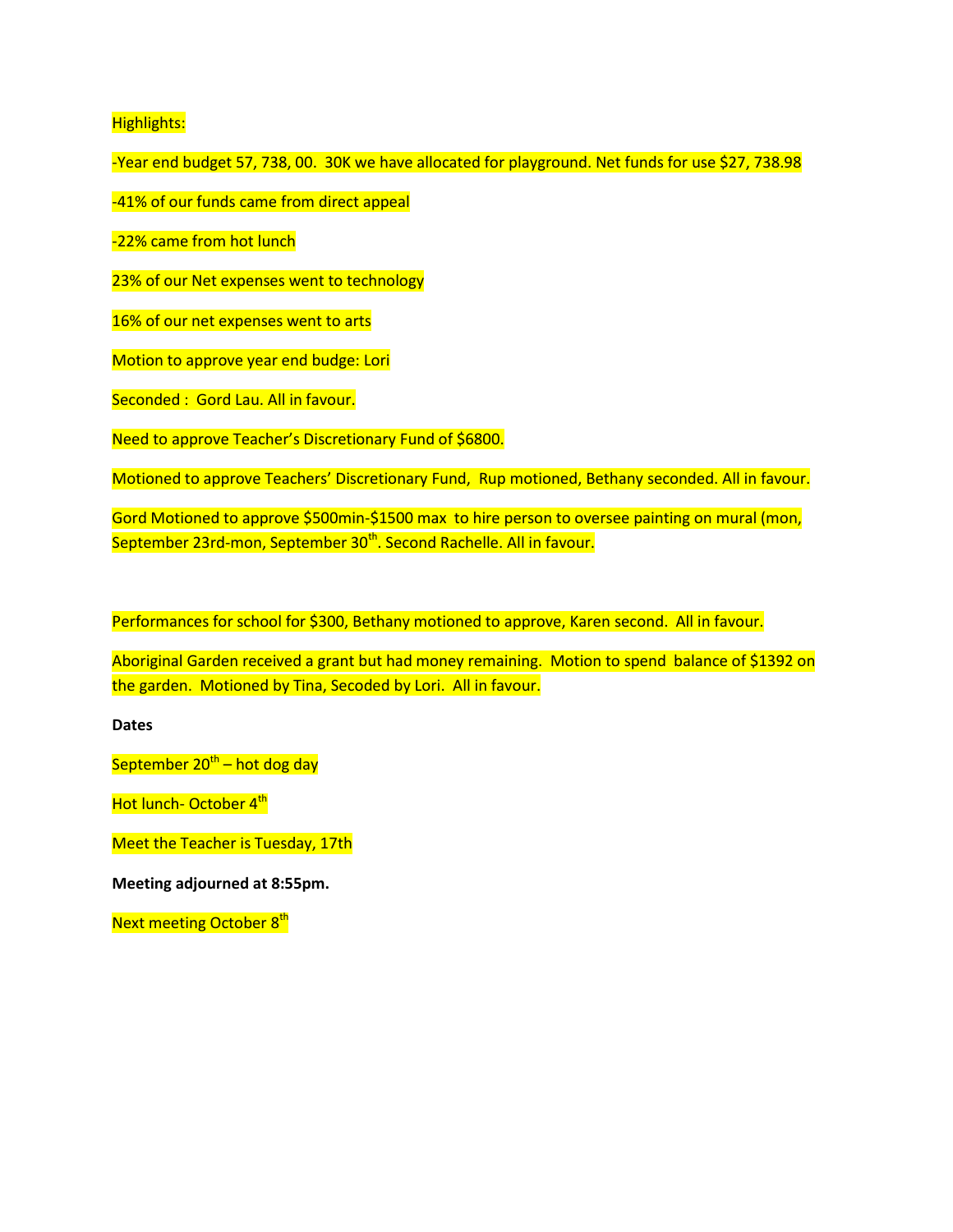Highlights:

-Year end budget 57, 738, 00. 30K we have allocated for playground. Net funds for use $27, 738.98

-41% of our funds came from direct appeal

-22% came from hot lunch

23% of our Net expenses went to technology

16% of our net expenses went to arts

Motion to approve year end budge: Lori

Seconded : Gord Lau. All in favour.

Need to approve Teacher's Discretionary Fund of $6800.

Motioned to approve Teachers' Discretionary Fund, Rup motioned, Bethany seconded. All in favour.

Gord Motioned to approve $500min-$1500 max to hire person to oversee painting on mural (mon, September 23rd-mon, September 30th. Second Rachelle. All in favour.

Performances for school for $300, Bethany motioned to approve, Karen second. All in favour.

Aboriginal Garden received a grant but had money remaining. Motion to spend balance of $1392 on the garden. Motioned by Tina, Secoded by Lori. All in favour.

**Dates**

September 20th – hot dog day

Hot lunch- October 4th

Meet the Teacher is Tuesday, 17th

**Meeting adjourned at 8:55pm.**

Next meeting October 8th